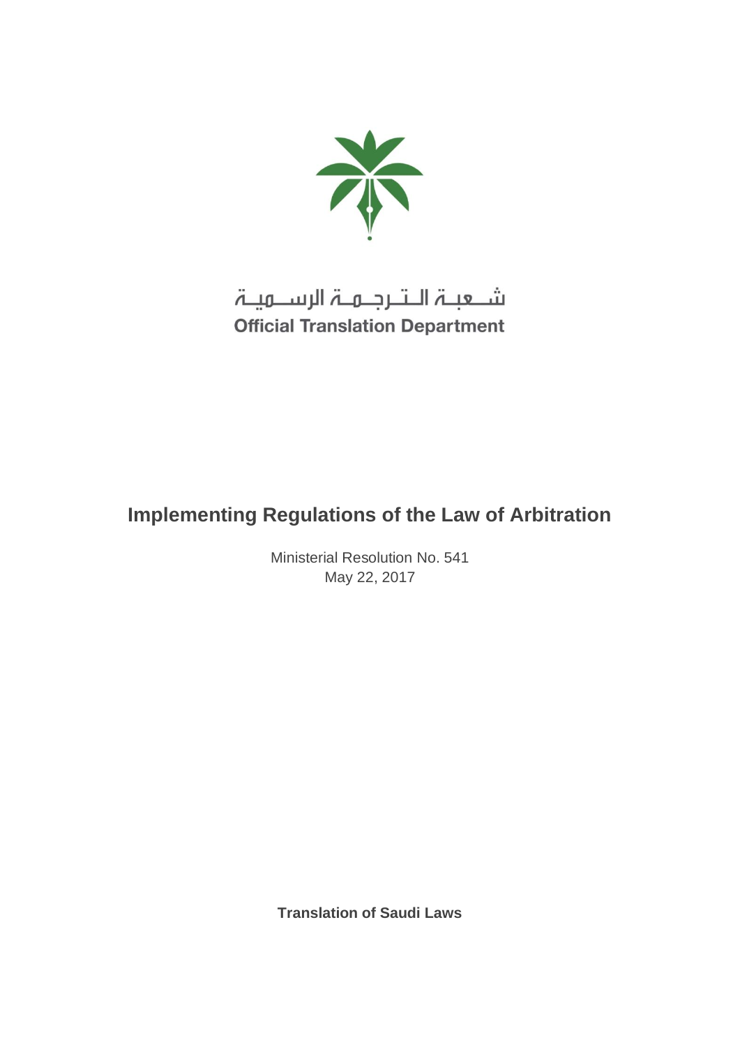شعبة الترجمة الرسمية

**Official Translation Department**

# Implementing Regulations of the Law of Arbitration

Ministerial Resolution No. 541

May 22, 2017

**Translation of Saudi Laws**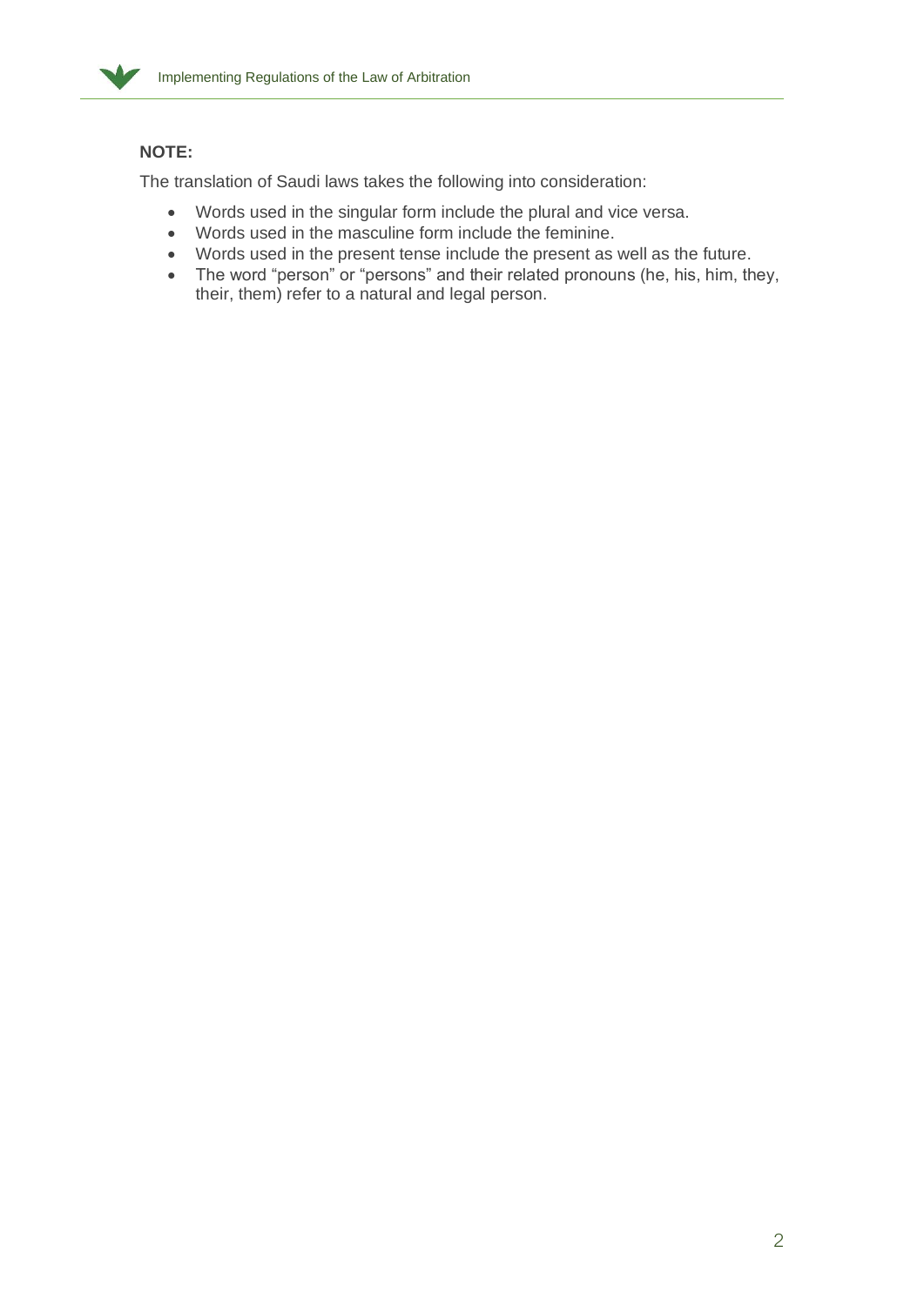**NOTE:**

The translation of Saudi laws takes the following into consideration:

- Words used in the singular form include the plural and vice versa.
- Words used in the masculine form include the feminine.
- Words used in the present tense include the present as well as the future.
- The word "person" or "persons" and their related pronouns (he, his, him, they, their, them) refer to a natural and legal person.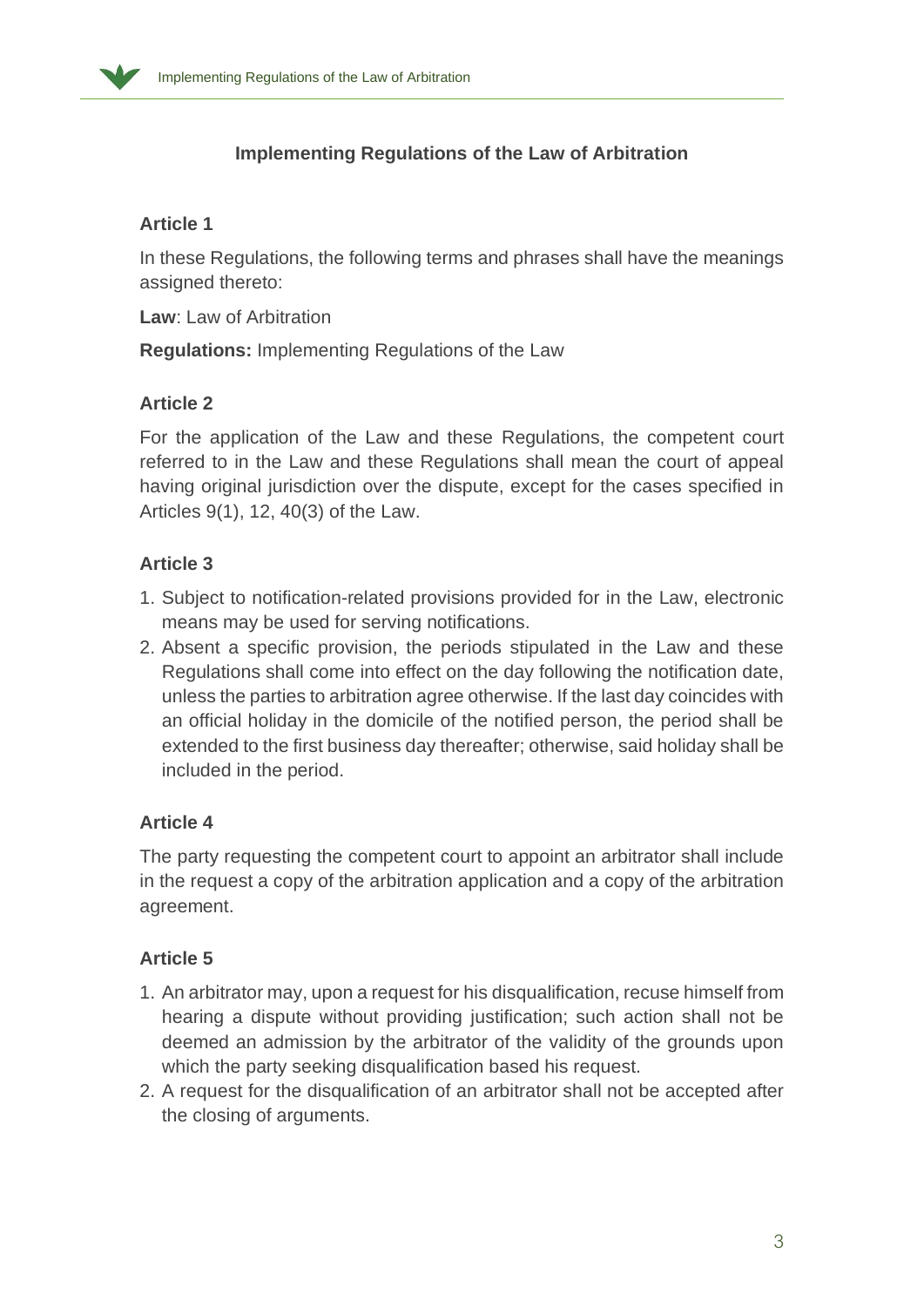## Implementing Regulations of the Law of Arbitration

### Article 1

In these Regulations, the following terms and phrases shall have the meanings assigned thereto:

**Law**: Law of Arbitration

**Regulations:** Implementing Regulations of the Law

### Article 2

For the application of the Law and these Regulations, the competent court referred to in the Law and these Regulations shall mean the court of appeal having original jurisdiction over the dispute, except for the cases specified in Articles 9(1), 12, 40(3) of the Law.

### Article 3

1. Subject to notification-related provisions provided for in the Law, electronic means may be used for serving notifications.
2. Absent a specific provision, the periods stipulated in the Law and these Regulations shall come into effect on the day following the notification date, unless the parties to arbitration agree otherwise. If the last day coincides with an official holiday in the domicile of the notified person, the period shall be extended to the first business day thereafter; otherwise, said holiday shall be included in the period.

### Article 4

The party requesting the competent court to appoint an arbitrator shall include in the request a copy of the arbitration application and a copy of the arbitration agreement.

### Article 5

1. An arbitrator may, upon a request for his disqualification, recuse himself from hearing a dispute without providing justification; such action shall not be deemed an admission by the arbitrator of the validity of the grounds upon which the party seeking disqualification based his request.
2. A request for the disqualification of an arbitrator shall not be accepted after the closing of arguments.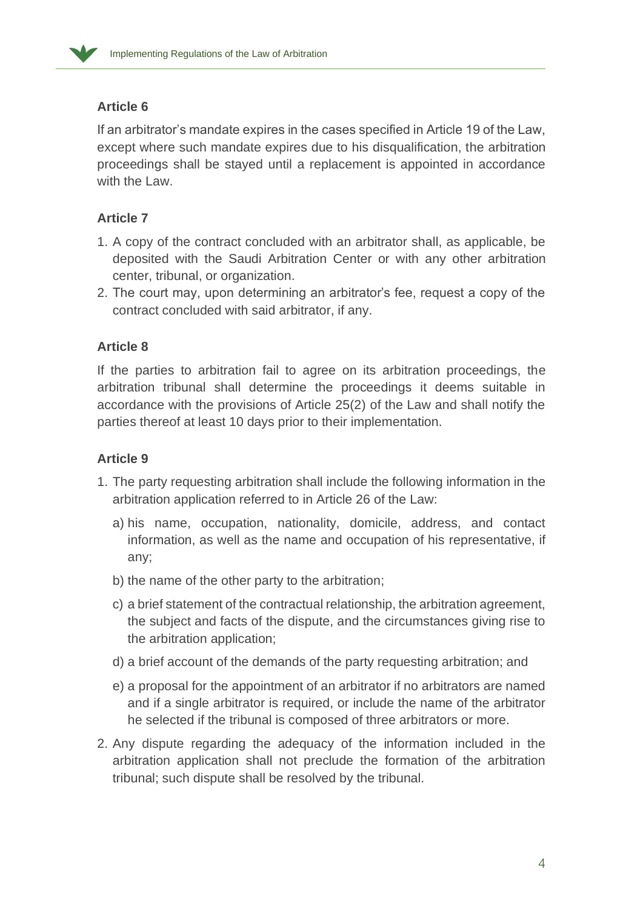### Article 6

If an arbitrator's mandate expires in the cases specified in Article 19 of the Law, except where such mandate expires due to his disqualification, the arbitration proceedings shall be stayed until a replacement is appointed in accordance with the Law.

### Article 7

1. A copy of the contract concluded with an arbitrator shall, as applicable, be deposited with the Saudi Arbitration Center or with any other arbitration center, tribunal, or organization.
2. The court may, upon determining an arbitrator's fee, request a copy of the contract concluded with said arbitrator, if any.

### Article 8

If the parties to arbitration fail to agree on its arbitration proceedings, the arbitration tribunal shall determine the proceedings it deems suitable in accordance with the provisions of Article 25(2) of the Law and shall notify the parties thereof at least 10 days prior to their implementation.

### Article 9

1. The party requesting arbitration shall include the following information in the arbitration application referred to in Article 26 of the Law:

   a) his name, occupation, nationality, domicile, address, and contact information, as well as the name and occupation of his representative, if any;

   b) the name of the other party to the arbitration;

   c) a brief statement of the contractual relationship, the arbitration agreement, the subject and facts of the dispute, and the circumstances giving rise to the arbitration application;

   d) a brief account of the demands of the party requesting arbitration; and

   e) a proposal for the appointment of an arbitrator if no arbitrators are named and if a single arbitrator is required, or include the name of the arbitrator he selected if the tribunal is composed of three arbitrators or more.

2. Any dispute regarding the adequacy of the information included in the arbitration application shall not preclude the formation of the arbitration tribunal; such dispute shall be resolved by the tribunal.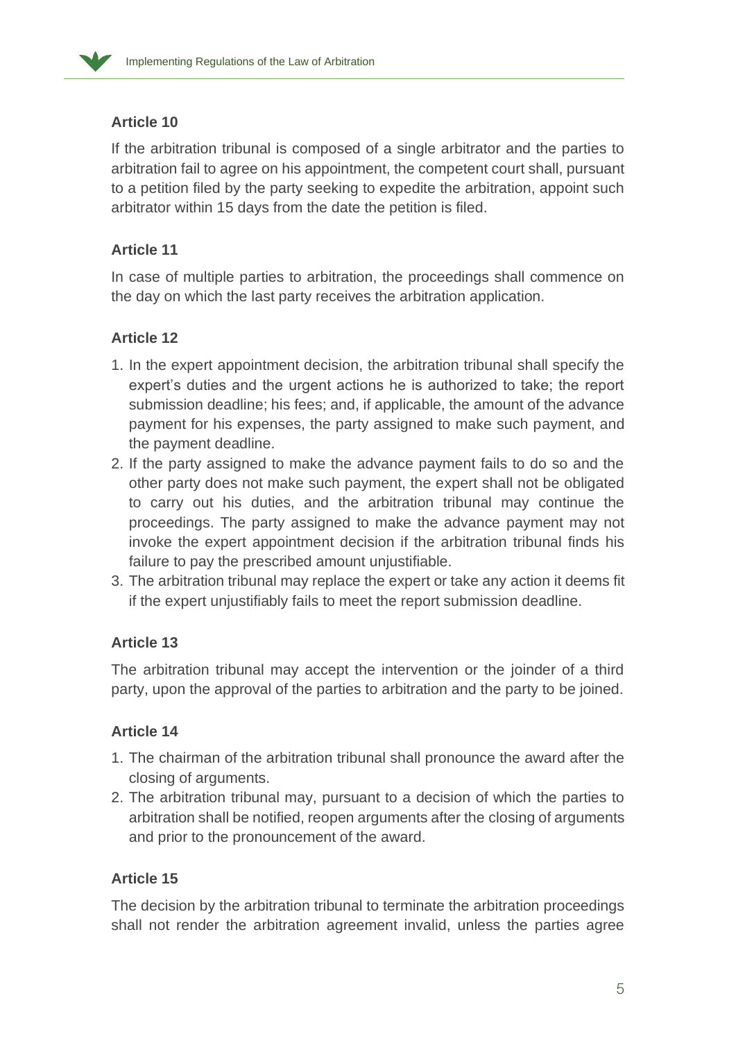### Article 10

If the arbitration tribunal is composed of a single arbitrator and the parties to arbitration fail to agree on his appointment, the competent court shall, pursuant to a petition filed by the party seeking to expedite the arbitration, appoint such arbitrator within 15 days from the date the petition is filed.

### Article 11

In case of multiple parties to arbitration, the proceedings shall commence on the day on which the last party receives the arbitration application.

### Article 12

1. In the expert appointment decision, the arbitration tribunal shall specify the expert's duties and the urgent actions he is authorized to take; the report submission deadline; his fees; and, if applicable, the amount of the advance payment for his expenses, the party assigned to make such payment, and the payment deadline.
2. If the party assigned to make the advance payment fails to do so and the other party does not make such payment, the expert shall not be obligated to carry out his duties, and the arbitration tribunal may continue the proceedings. The party assigned to make the advance payment may not invoke the expert appointment decision if the arbitration tribunal finds his failure to pay the prescribed amount unjustifiable.
3. The arbitration tribunal may replace the expert or take any action it deems fit if the expert unjustifiably fails to meet the report submission deadline.

### Article 13

The arbitration tribunal may accept the intervention or the joinder of a third party, upon the approval of the parties to arbitration and the party to be joined.

### Article 14

1. The chairman of the arbitration tribunal shall pronounce the award after the closing of arguments.
2. The arbitration tribunal may, pursuant to a decision of which the parties to arbitration shall be notified, reopen arguments after the closing of arguments and prior to the pronouncement of the award.

### Article 15

The decision by the arbitration tribunal to terminate the arbitration proceedings shall not render the arbitration agreement invalid, unless the parties agree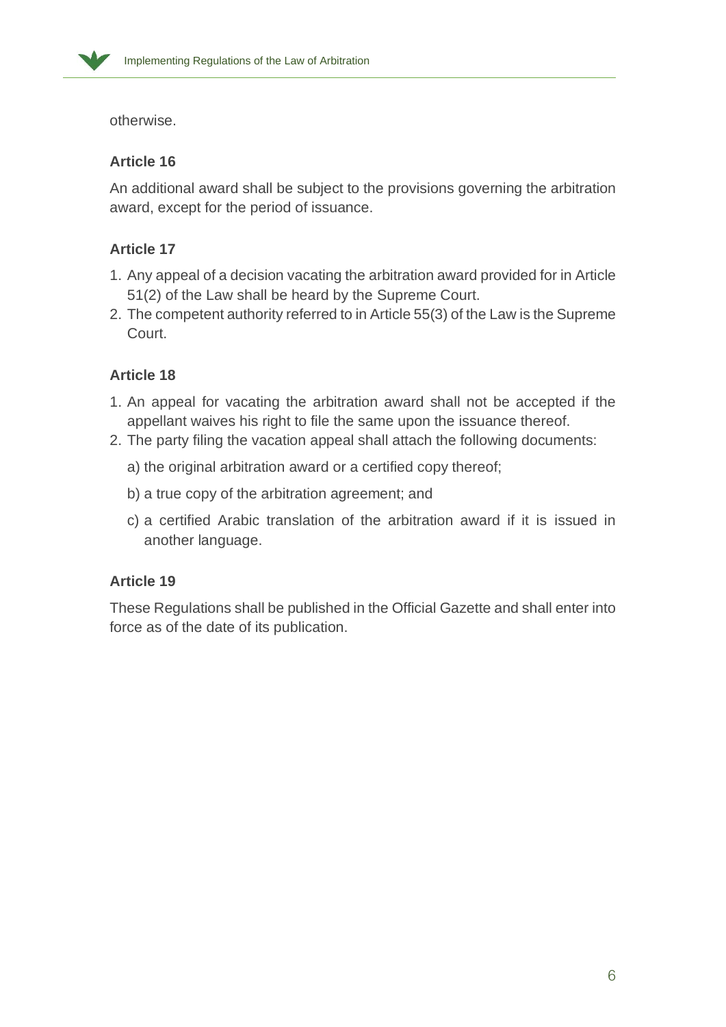otherwise.

### Article 16

An additional award shall be subject to the provisions governing the arbitration award, except for the period of issuance.

### Article 17

1. Any appeal of a decision vacating the arbitration award provided for in Article 51(2) of the Law shall be heard by the Supreme Court.
2. The competent authority referred to in Article 55(3) of the Law is the Supreme Court.

### Article 18

1. An appeal for vacating the arbitration award shall not be accepted if the appellant waives his right to file the same upon the issuance thereof.
2. The party filing the vacation appeal shall attach the following documents:

   a) the original arbitration award or a certified copy thereof;

   b) a true copy of the arbitration agreement; and

   c) a certified Arabic translation of the arbitration award if it is issued in another language.

### Article 19

These Regulations shall be published in the Official Gazette and shall enter into force as of the date of its publication.